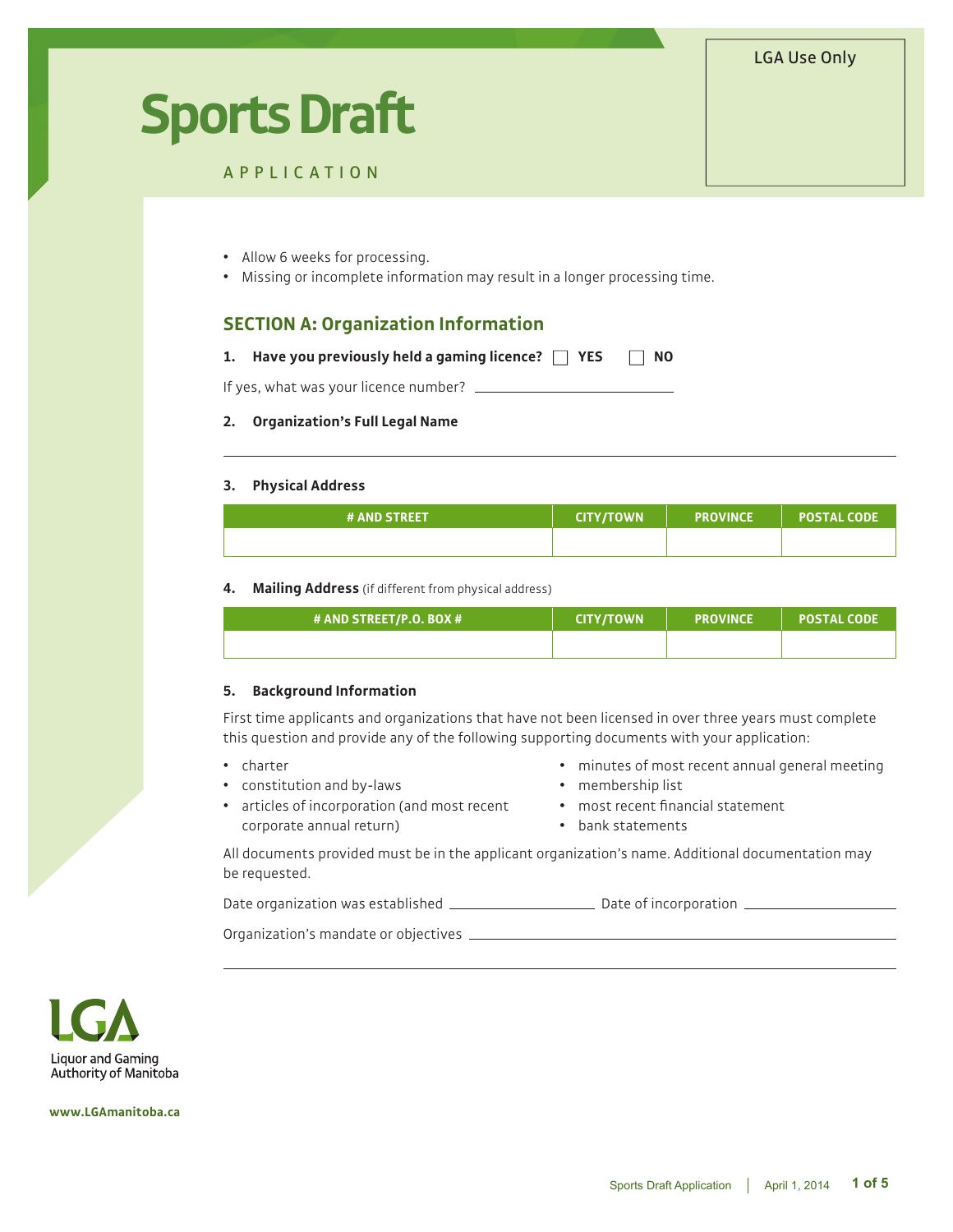LGA Use Only

# Sports Draft

APPLICATION

- Allow 6 weeks for processing.
- Missing or incomplete information may result in a longer processing time.

## SECTION A: Organization Information

**1. Have you previously held a gaming licence?** ☐ **YES** ☐ **NO**

If yes, what was your licence number? ______________________

**2. Organization's Full Legal Name**

______________________________________________________________

**3. Physical Address**

| # AND STREET | CITY/TOWN | PROVINCE | POSTAL CODE |
|---|---|---|---|
| | | | |

**4. Mailing Address** (if different from physical address)

| # AND STREET/P.O. BOX # | CITY/TOWN | PROVINCE | POSTAL CODE |
|---|---|---|---|
| | | | |

**5. Background Information**

First time applicants and organizations that have not been licensed in over three years must complete this question and provide any of the following supporting documents with your application:

- charter
- constitution and by-laws
- articles of incorporation (and most recent corporate annual return)
- minutes of most recent annual general meeting
- membership list
- most recent financial statement
- bank statements

All documents provided must be in the applicant organization's name. Additional documentation may be requested.

Date organization was established ______________ Date of incorporation ______________

Organization's mandate or objectives ______________________________________________

______________________________________________________________

Liquor and Gaming Authority of Manitoba

www.LGAmanitoba.ca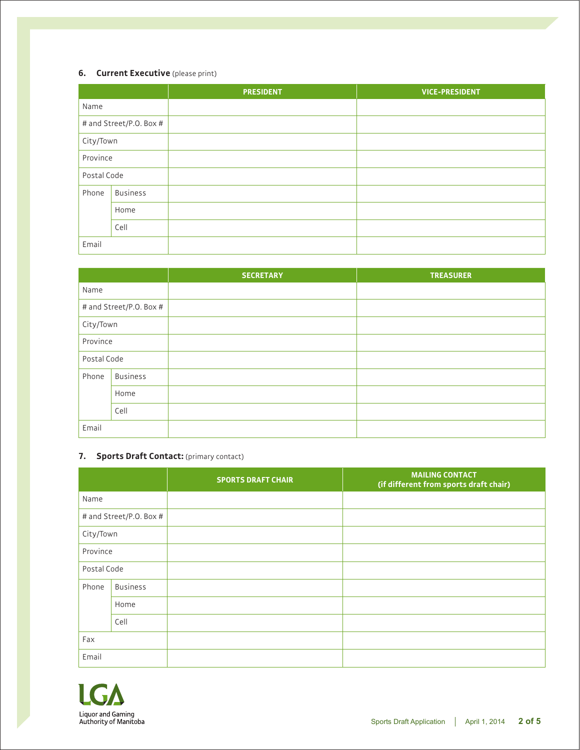### 6. **Current Executive** (please print)

| | | PRESIDENT | VICE-PRESIDENT |
|---|---|---|---|
| Name | | | |
| # and Street/P.O. Box # | | | |
| City/Town | | | |
| Province | | | |
| Postal Code | | | |
| Phone | Business | | |
| | Home | | |
| | Cell | | |
| Email | | | |

| | | SECRETARY | TREASURER |
|---|---|---|---|
| Name | | | |
| # and Street/P.O. Box # | | | |
| City/Town | | | |
| Province | | | |
| Postal Code | | | |
| Phone | Business | | |
| | Home | | |
| | Cell | | |
| Email | | | |

### 7. **Sports Draft Contact:** (primary contact)

| | | SPORTS DRAFT CHAIR | MAILING CONTACT (if different from sports draft chair) |
|---|---|---|---|
| Name | | | |
| # and Street/P.O. Box # | | | |
| City/Town | | | |
| Province | | | |
| Postal Code | | | |
| Phone | Business | | |
| | Home | | |
| | Cell | | |
| Fax | | | |
| Email | | | |

Liquor and Gaming Authority of Manitoba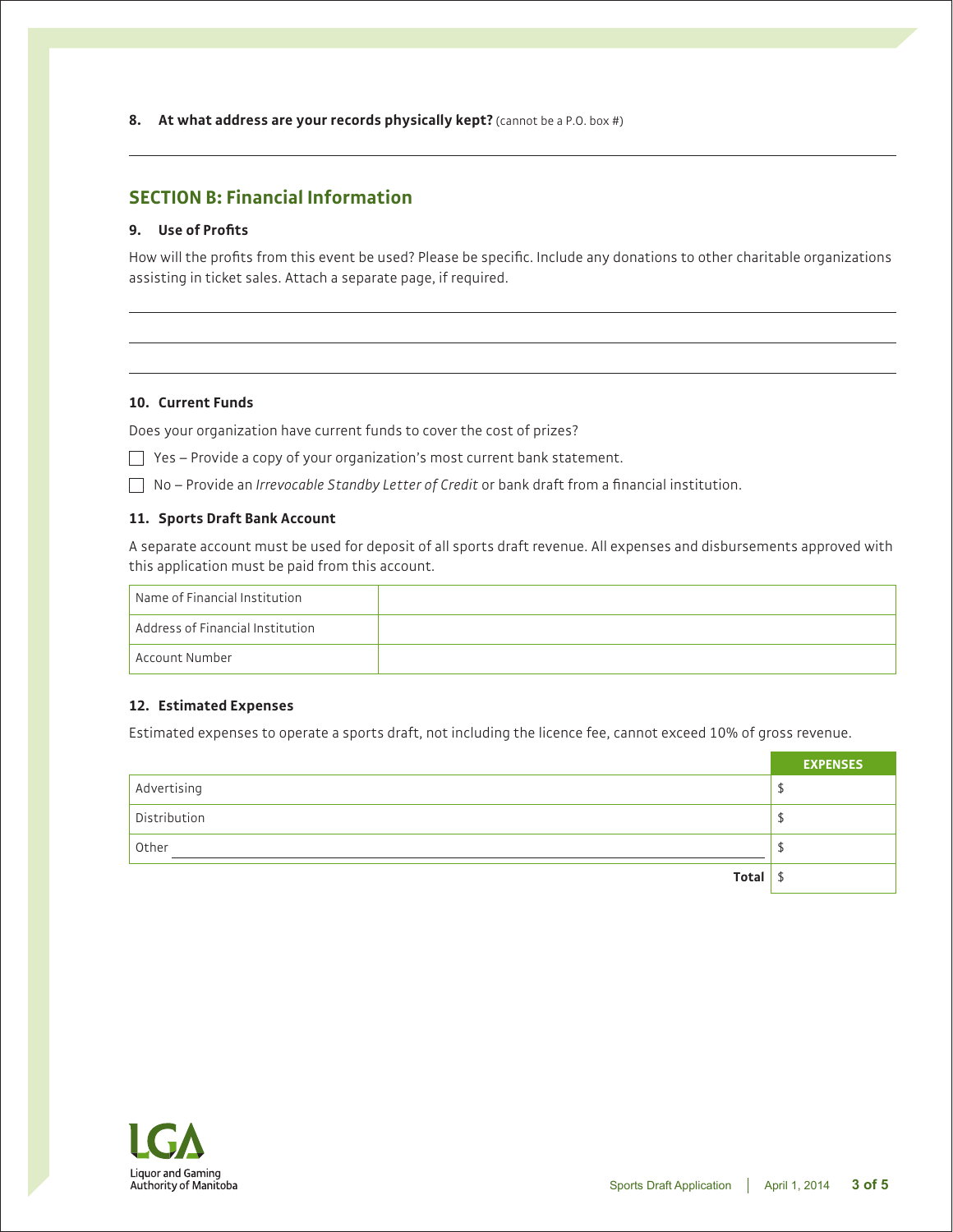**8. At what address are your records physically kept?** (cannot be a P.O. box #)

## SECTION B: Financial Information

### 9. Use of Profits

How will the profits from this event be used? Please be specific. Include any donations to other charitable organizations assisting in ticket sales. Attach a separate page, if required.

### 10. Current Funds

Does your organization have current funds to cover the cost of prizes?

☐ Yes – Provide a copy of your organization's most current bank statement.

☐ No – Provide an *Irrevocable Standby Letter of Credit* or bank draft from a financial institution.

### 11. Sports Draft Bank Account

A separate account must be used for deposit of all sports draft revenue. All expenses and disbursements approved with this application must be paid from this account.

| | |
|---|---|
| Name of Financial Institution | |
| Address of Financial Institution | |
| Account Number | |

### 12. Estimated Expenses

Estimated expenses to operate a sports draft, not including the licence fee, cannot exceed 10% of gross revenue.

| | EXPENSES |
|---|---|
| Advertising | $ |
| Distribution | $ |
| Other | $ |
| **Total** | $ |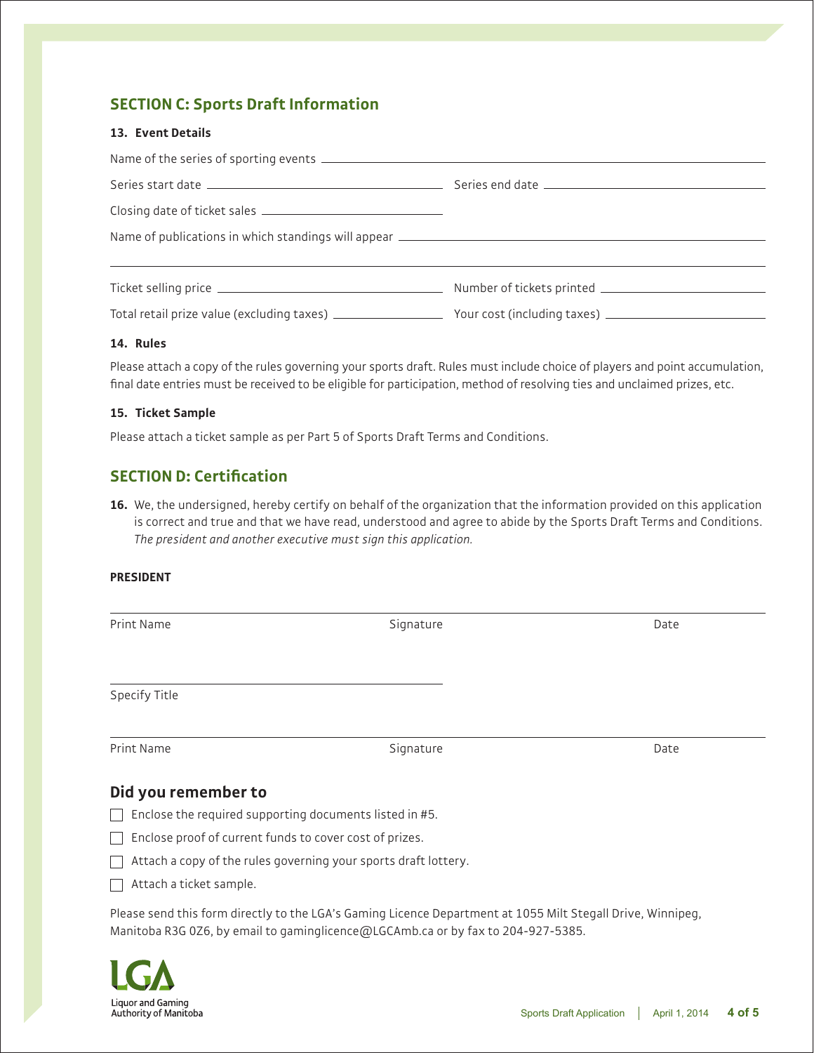## SECTION C: Sports Draft Information

**13. Event Details**

Name of the series of sporting events \_\_\_\_\_\_\_\_\_\_\_\_\_\_\_\_\_\_\_\_

Series start date \_\_\_\_\_\_\_\_\_\_\_\_\_\_\_\_\_\_\_\_ Series end date \_\_\_\_\_\_\_\_\_\_\_\_\_\_\_\_\_\_\_\_

Closing date of ticket sales \_\_\_\_\_\_\_\_\_\_\_\_\_\_\_\_\_\_\_\_

Name of publications in which standings will appear \_\_\_\_\_\_\_\_\_\_\_\_\_\_\_\_\_\_\_\_

Ticket selling price \_\_\_\_\_\_\_\_\_\_\_\_\_\_\_\_\_\_\_\_ Number of tickets printed \_\_\_\_\_\_\_\_\_\_\_\_\_\_\_\_\_\_\_\_

Total retail prize value (excluding taxes) \_\_\_\_\_\_\_\_\_\_\_\_\_\_\_\_\_\_\_\_ Your cost (including taxes) \_\_\_\_\_\_\_\_\_\_\_\_\_\_\_\_\_\_\_\_

**14. Rules**

Please attach a copy of the rules governing your sports draft. Rules must include choice of players and point accumulation, final date entries must be received to be eligible for participation, method of resolving ties and unclaimed prizes, etc.

**15. Ticket Sample**

Please attach a ticket sample as per Part 5 of Sports Draft Terms and Conditions.

## SECTION D: Certification

**16.** We, the undersigned, hereby certify on behalf of the organization that the information provided on this application is correct and true and that we have read, understood and agree to abide by the Sports Draft Terms and Conditions. *The president and another executive must sign this application.*

**PRESIDENT**

Print Name \_\_\_\_\_\_\_\_\_\_\_\_\_\_\_\_\_\_\_\_ Signature \_\_\_\_\_\_\_\_\_\_\_\_\_\_\_\_\_\_\_\_ Date \_\_\_\_\_\_\_\_\_\_\_\_\_\_\_\_\_\_\_\_

Specify Title \_\_\_\_\_\_\_\_\_\_\_\_\_\_\_\_\_\_\_\_

Print Name \_\_\_\_\_\_\_\_\_\_\_\_\_\_\_\_\_\_\_\_ Signature \_\_\_\_\_\_\_\_\_\_\_\_\_\_\_\_\_\_\_\_ Date \_\_\_\_\_\_\_\_\_\_\_\_\_\_\_\_\_\_\_\_

### Did you remember to

- ☐ Enclose the required supporting documents listed in #5.
- ☐ Enclose proof of current funds to cover cost of prizes.
- ☐ Attach a copy of the rules governing your sports draft lottery.
- ☐ Attach a ticket sample.

Please send this form directly to the LGA's Gaming Licence Department at 1055 Milt Stegall Drive, Winnipeg, Manitoba R3G 0Z6, by email to gaminglicence@LGCAmb.ca or by fax to 204-927-5385.

LGA
Liquor and Gaming Authority of Manitoba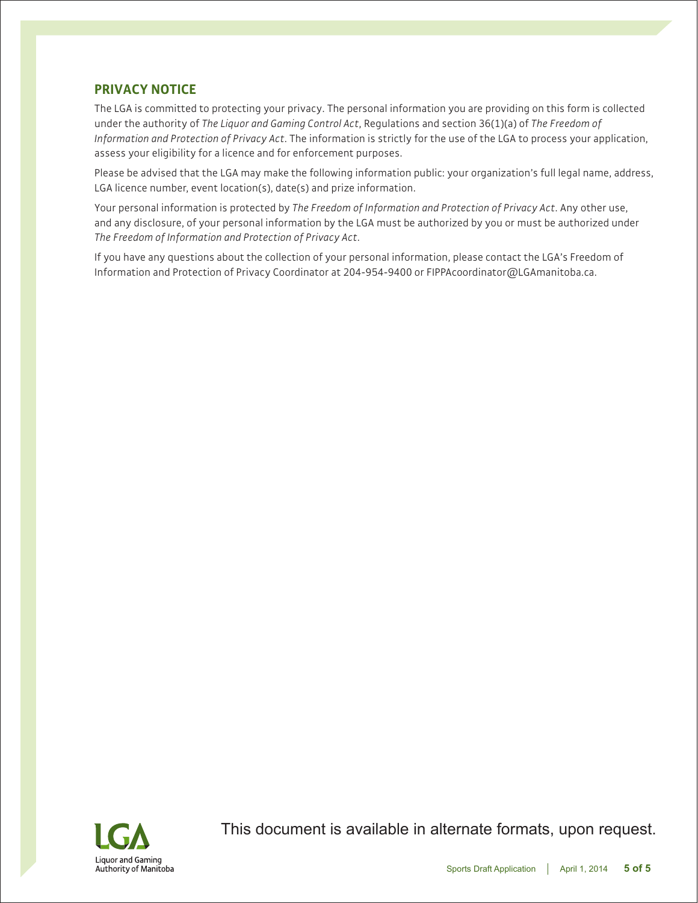## PRIVACY NOTICE

The LGA is committed to protecting your privacy. The personal information you are providing on this form is collected under the authority of *The Liquor and Gaming Control Act*, Regulations and section 36(1)(a) of *The Freedom of Information and Protection of Privacy Act*. The information is strictly for the use of the LGA to process your application, assess your eligibility for a licence and for enforcement purposes.

Please be advised that the LGA may make the following information public: your organization's full legal name, address, LGA licence number, event location(s), date(s) and prize information.

Your personal information is protected by *The Freedom of Information and Protection of Privacy Act*. Any other use, and any disclosure, of your personal information by the LGA must be authorized by you or must be authorized under *The Freedom of Information and Protection of Privacy Act*.

If you have any questions about the collection of your personal information, please contact the LGA's Freedom of Information and Protection of Privacy Coordinator at 204-954-9400 or FIPPAcoordinator@LGAmanitoba.ca.

LGA
Liquor and Gaming
Authority of Manitoba

This document is available in alternate formats, upon request.